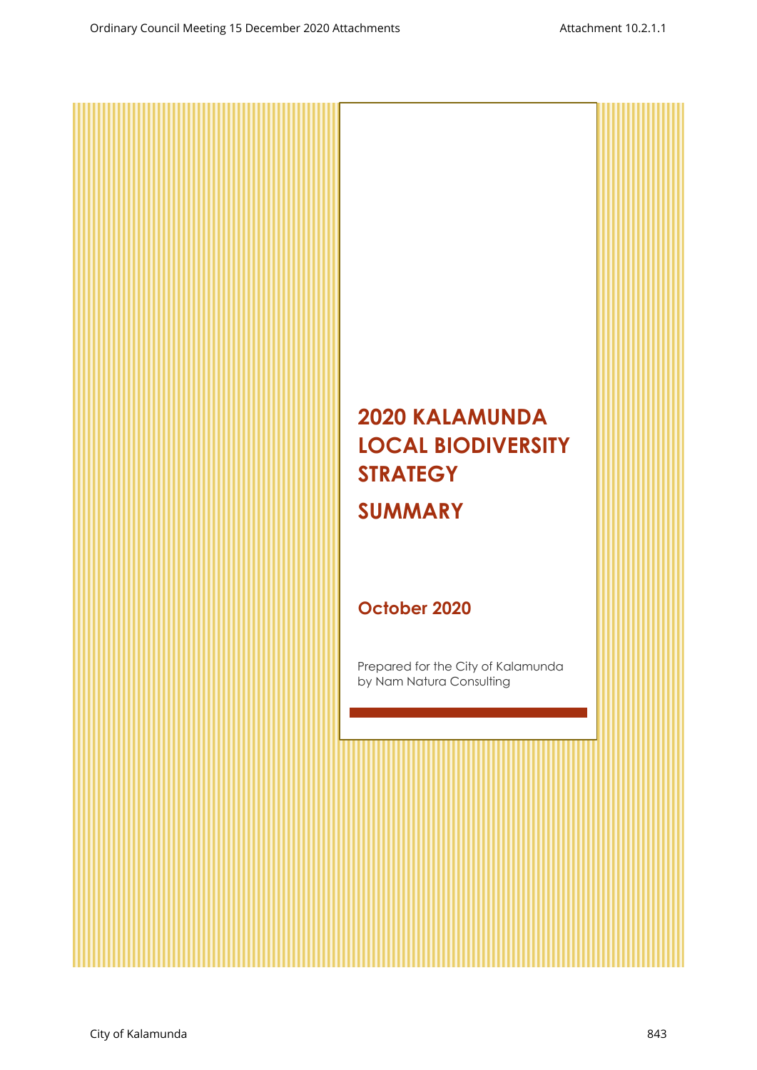# 2020 KALAMUNDA LOCAL BIODIVERSITY STRATEGY

## SUMMARY

**October 2020**

Prepared for the City of Kalamunda by Nam Natura Consulting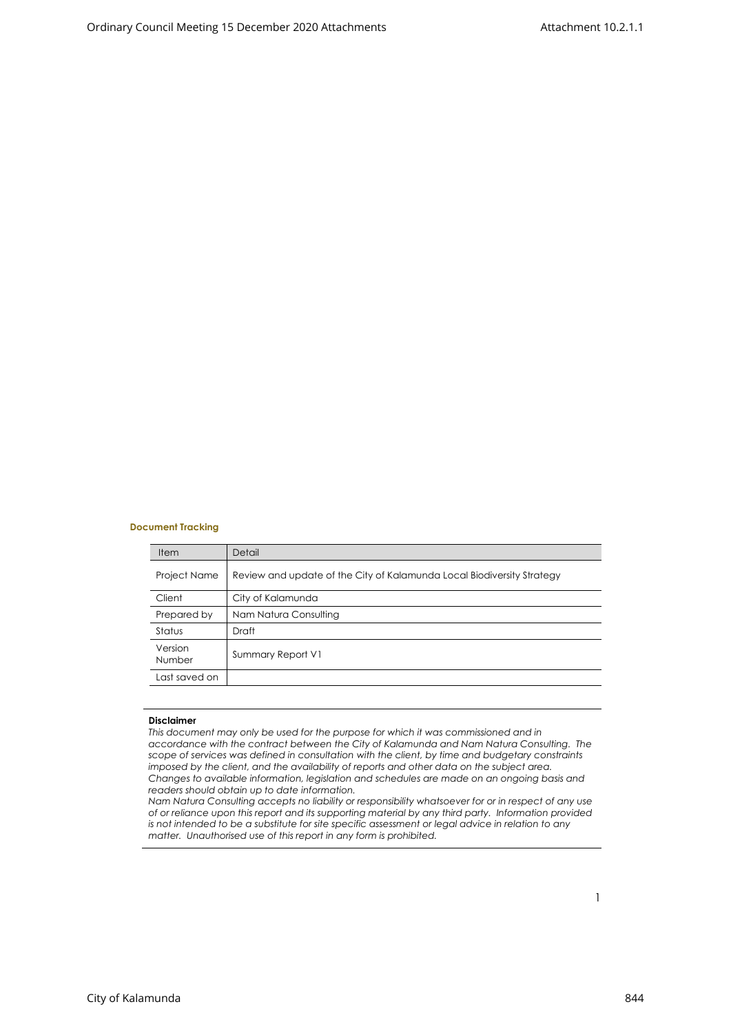**Document Tracking**

| Item | Detail |
|---|---|
| Project Name | Review and update of the City of Kalamunda Local Biodiversity Strategy |
| Client | City of Kalamunda |
| Prepared by | Nam Natura Consulting |
| Status | Draft |
| Version Number | Summary Report V1 |
| Last saved on | |

**Disclaimer**

*This document may only be used for the purpose for which it was commissioned and in accordance with the contract between the City of Kalamunda and Nam Natura Consulting. The scope of services was defined in consultation with the client, by time and budgetary constraints imposed by the client, and the availability of reports and other data on the subject area. Changes to available information, legislation and schedules are made on an ongoing basis and readers should obtain up to date information.*

*Nam Natura Consulting accepts no liability or responsibility whatsoever for or in respect of any use of or reliance upon this report and its supporting material by any third party. Information provided is not intended to be a substitute for site specific assessment or legal advice in relation to any matter. Unauthorised use of this report in any form is prohibited.*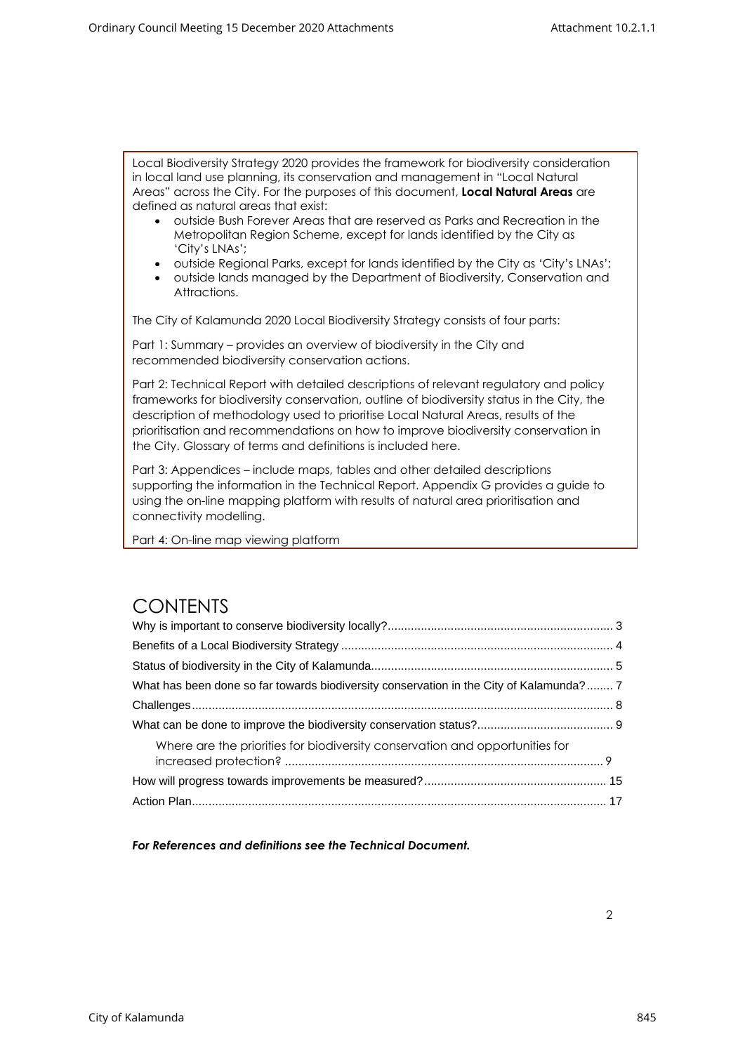Local Biodiversity Strategy 2020 provides the framework for biodiversity consideration in local land use planning, its conservation and management in "Local Natural Areas" across the City. For the purposes of this document, **Local Natural Areas** are defined as natural areas that exist:

- outside Bush Forever Areas that are reserved as Parks and Recreation in the Metropolitan Region Scheme, except for lands identified by the City as 'City's LNAs';
- outside Regional Parks, except for lands identified by the City as 'City's LNAs';
- outside lands managed by the Department of Biodiversity, Conservation and Attractions.

The City of Kalamunda 2020 Local Biodiversity Strategy consists of four parts:

Part 1: Summary – provides an overview of biodiversity in the City and recommended biodiversity conservation actions.

Part 2: Technical Report with detailed descriptions of relevant regulatory and policy frameworks for biodiversity conservation, outline of biodiversity status in the City, the description of methodology used to prioritise Local Natural Areas, results of the prioritisation and recommendations on how to improve biodiversity conservation in the City. Glossary of terms and definitions is included here.

Part 3: Appendices – include maps, tables and other detailed descriptions supporting the information in the Technical Report. Appendix G provides a guide to using the on-line mapping platform with results of natural area prioritisation and connectivity modelling.

Part 4: On-line map viewing platform

# CONTENTS

Why is important to conserve biodiversity locally? ........ 3

Benefits of a Local Biodiversity Strategy ........ 4

Status of biodiversity in the City of Kalamunda ........ 5

What has been done so far towards biodiversity conservation in the City of Kalamunda? ........ 7

Challenges ........ 8

What can be done to improve the biodiversity conservation status? ........ 9

- Where are the priorities for biodiversity conservation and opportunities for increased protection? ........ 9

How will progress towards improvements be measured? ........ 15

Action Plan ........ 17

***For References and definitions see the Technical Document.***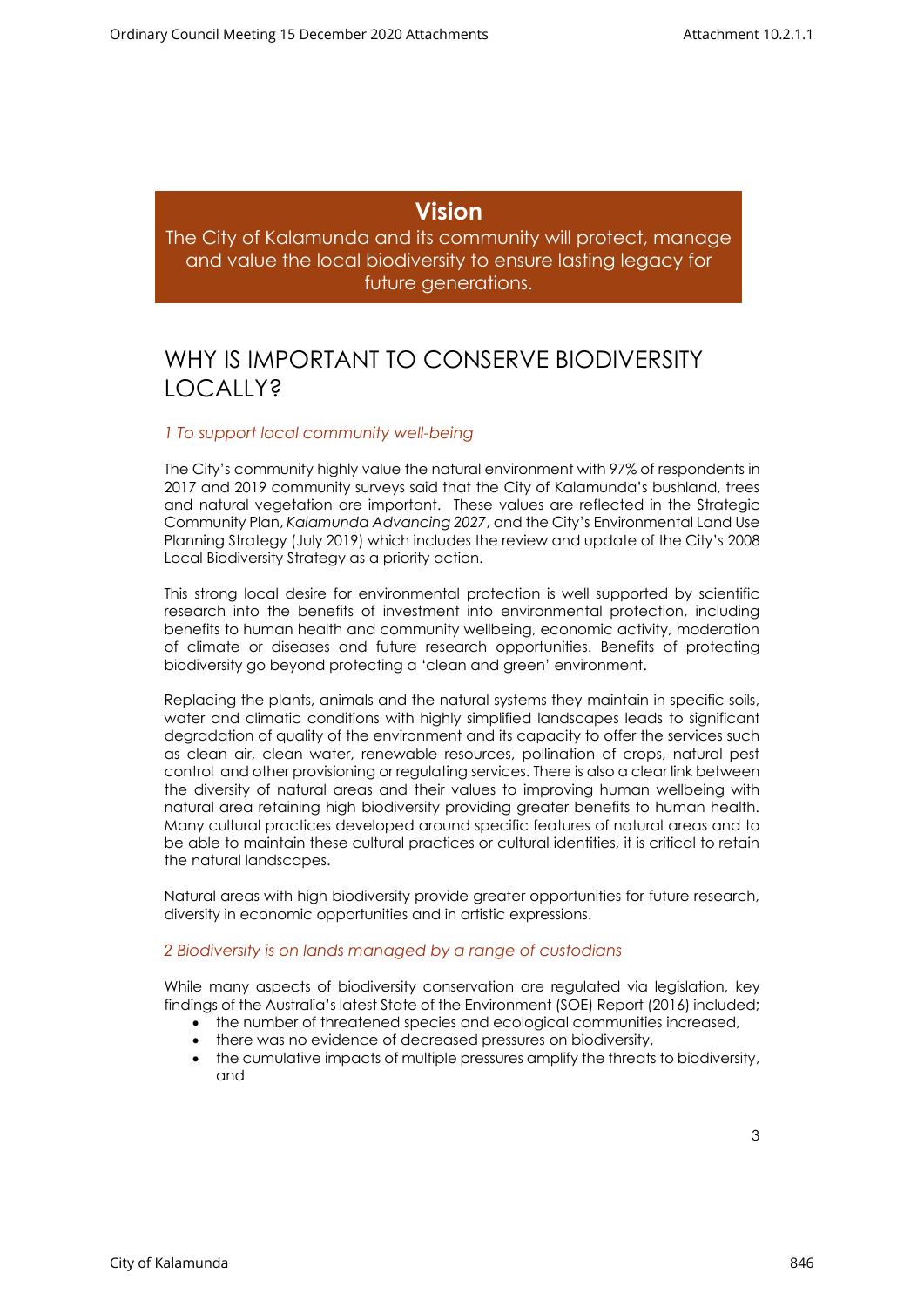## Vision

The City of Kalamunda and its community will protect, manage and value the local biodiversity to ensure lasting legacy for future generations.

# WHY IS IMPORTANT TO CONSERVE BIODIVERSITY LOCALLY?

### *1 To support local community well-being*

The City's community highly value the natural environment with 97% of respondents in 2017 and 2019 community surveys said that the City of Kalamunda's bushland, trees and natural vegetation are important. These values are reflected in the Strategic Community Plan, *Kalamunda Advancing 2027*, and the City's Environmental Land Use Planning Strategy (July 2019) which includes the review and update of the City's 2008 Local Biodiversity Strategy as a priority action.

This strong local desire for environmental protection is well supported by scientific research into the benefits of investment into environmental protection, including benefits to human health and community wellbeing, economic activity, moderation of climate or diseases and future research opportunities. Benefits of protecting biodiversity go beyond protecting a 'clean and green' environment.

Replacing the plants, animals and the natural systems they maintain in specific soils, water and climatic conditions with highly simplified landscapes leads to significant degradation of quality of the environment and its capacity to offer the services such as clean air, clean water, renewable resources, pollination of crops, natural pest control and other provisioning or regulating services. There is also a clear link between the diversity of natural areas and their values to improving human wellbeing with natural area retaining high biodiversity providing greater benefits to human health. Many cultural practices developed around specific features of natural areas and to be able to maintain these cultural practices or cultural identities, it is critical to retain the natural landscapes.

Natural areas with high biodiversity provide greater opportunities for future research, diversity in economic opportunities and in artistic expressions.

### *2 Biodiversity is on lands managed by a range of custodians*

While many aspects of biodiversity conservation are regulated via legislation, key findings of the Australia's latest State of the Environment (SOE) Report (2016) included;

- the number of threatened species and ecological communities increased,
- there was no evidence of decreased pressures on biodiversity,
- the cumulative impacts of multiple pressures amplify the threats to biodiversity, and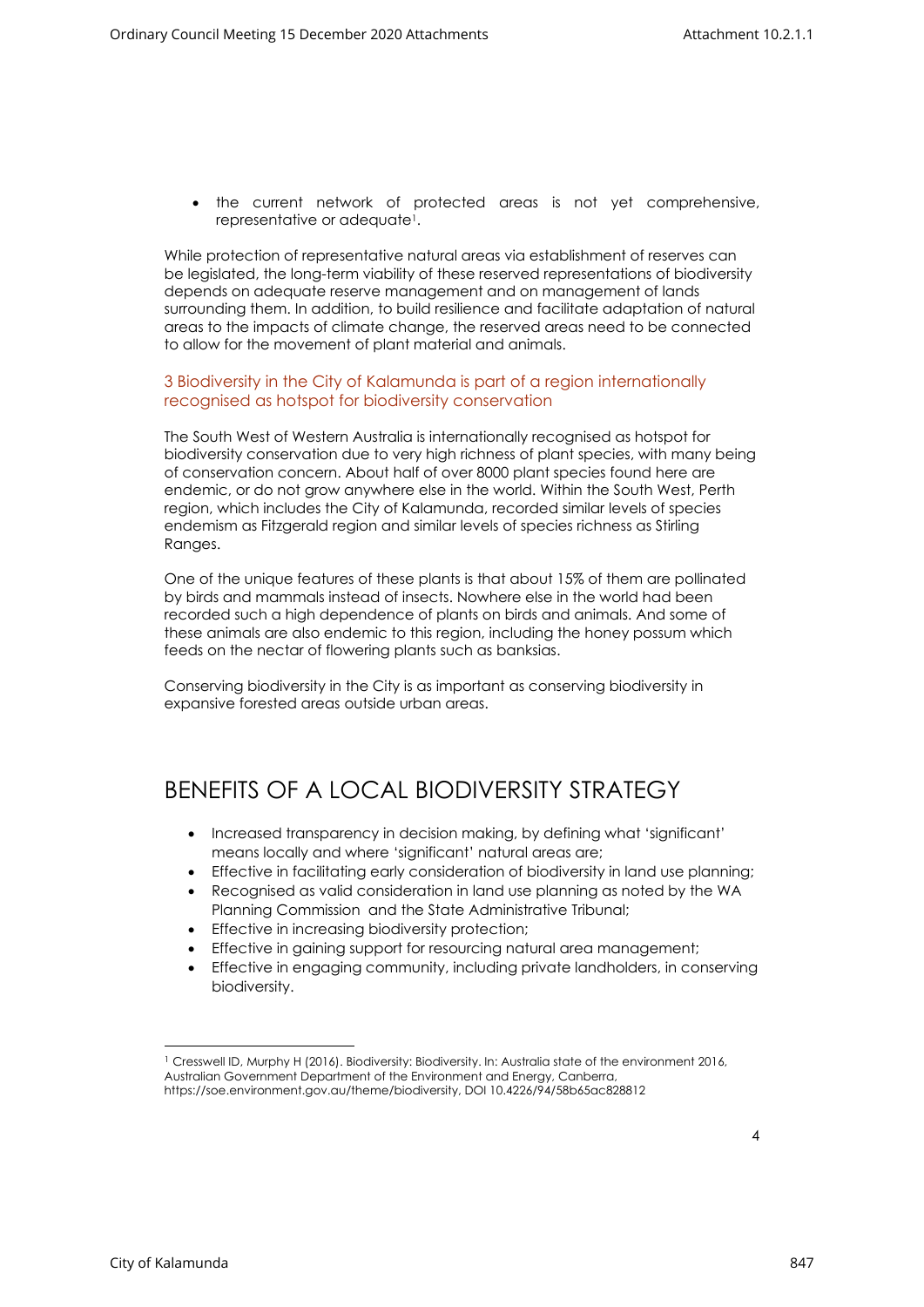- the current network of protected areas is not yet comprehensive, representative or adequate[1].

While protection of representative natural areas via establishment of reserves can be legislated, the long-term viability of these reserved representations of biodiversity depends on adequate reserve management and on management of lands surrounding them. In addition, to build resilience and facilitate adaptation of natural areas to the impacts of climate change, the reserved areas need to be connected to allow for the movement of plant material and animals.

### 3 Biodiversity in the City of Kalamunda is part of a region internationally recognised as hotspot for biodiversity conservation

The South West of Western Australia is internationally recognised as hotspot for biodiversity conservation due to very high richness of plant species, with many being of conservation concern. About half of over 8000 plant species found here are endemic, or do not grow anywhere else in the world. Within the South West, Perth region, which includes the City of Kalamunda, recorded similar levels of species endemism as Fitzgerald region and similar levels of species richness as Stirling Ranges.

One of the unique features of these plants is that about 15% of them are pollinated by birds and mammals instead of insects. Nowhere else in the world had been recorded such a high dependence of plants on birds and animals. And some of these animals are also endemic to this region, including the honey possum which feeds on the nectar of flowering plants such as banksias.

Conserving biodiversity in the City is as important as conserving biodiversity in expansive forested areas outside urban areas.

## BENEFITS OF A LOCAL BIODIVERSITY STRATEGY

- Increased transparency in decision making, by defining what 'significant' means locally and where 'significant' natural areas are;
- Effective in facilitating early consideration of biodiversity in land use planning;
- Recognised as valid consideration in land use planning as noted by the WA Planning Commission and the State Administrative Tribunal;
- Effective in increasing biodiversity protection;
- Effective in gaining support for resourcing natural area management;
- Effective in engaging community, including private landholders, in conserving biodiversity.

---

[1] Cresswell ID, Murphy H (2016). Biodiversity: Biodiversity. In: Australia state of the environment 2016, Australian Government Department of the Environment and Energy, Canberra, https://soe.environment.gov.au/theme/biodiversity, DOI 10.4226/94/58b65ac828812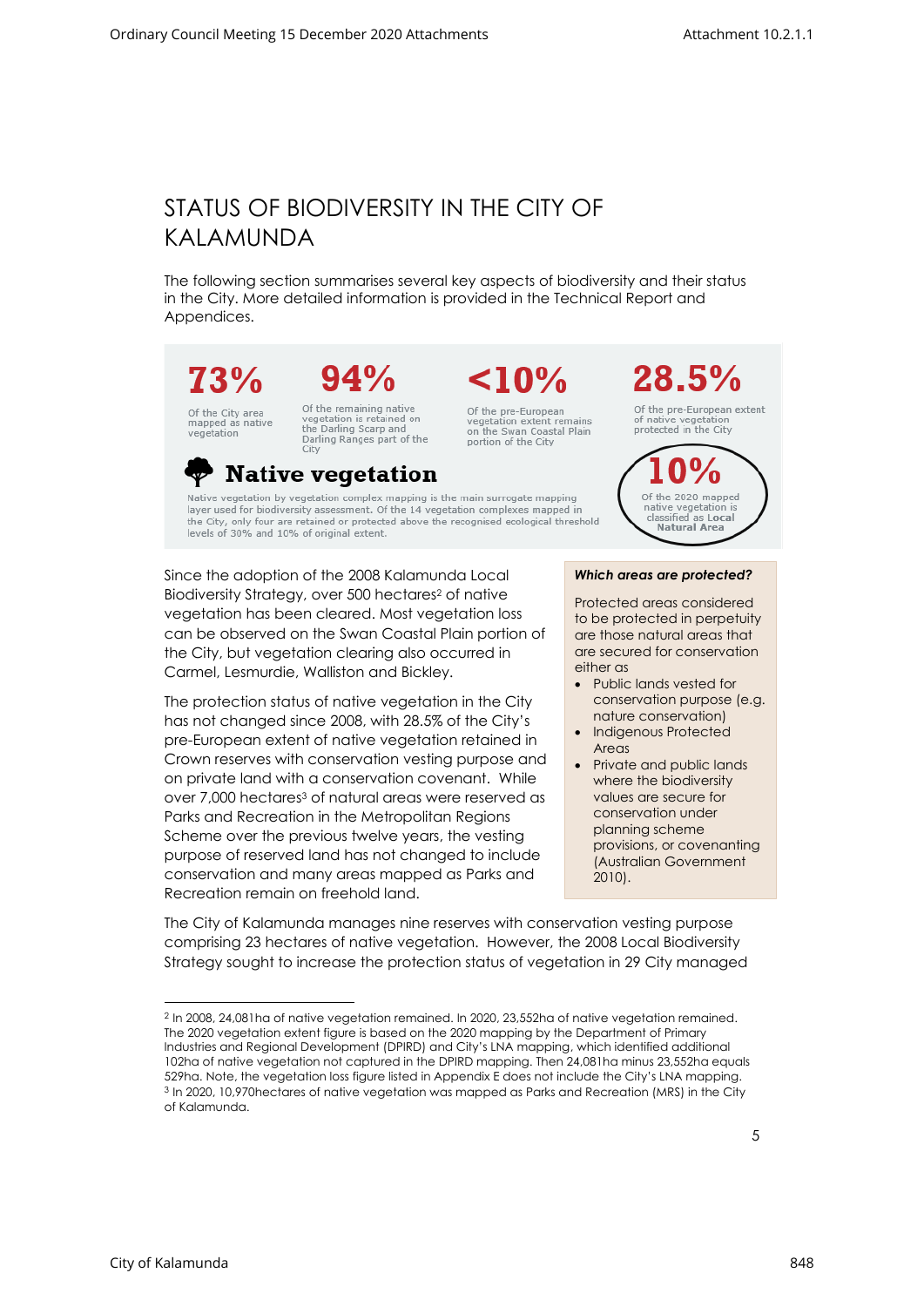# STATUS OF BIODIVERSITY IN THE CITY OF KALAMUNDA

The following section summarises several key aspects of biodiversity and their status in the City. More detailed information is provided in the Technical Report and Appendices.

**73%**
Of the City area mapped as native vegetation

**94%**
Of the remaining native vegetation is retained on the Darling Scarp and Darling Ranges part of the City

**<10%**
Of the pre-European vegetation extent remains on the Swan Coastal Plain portion of the City

**28.5%**
Of the pre-European extent of native vegetation protected in the City

## Native vegetation

Native vegetation by vegetation complex mapping is the main surrogate mapping layer used for biodiversity assessment. Of the 14 vegetation complexes mapped in the City, only four are retained or protected above the recognised ecological threshold levels of 30% and 10% of original extent.

**10%**
Of the 2020 mapped native vegetation is classified as Local **Natural Area**

Since the adoption of the 2008 Kalamunda Local Biodiversity Strategy, over 500 hectares[2] of native vegetation has been cleared. Most vegetation loss can be observed on the Swan Coastal Plain portion of the City, but vegetation clearing also occurred in Carmel, Lesmurdie, Walliston and Bickley.

The protection status of native vegetation in the City has not changed since 2008, with 28.5% of the City's pre-European extent of native vegetation retained in Crown reserves with conservation vesting purpose and on private land with a conservation covenant. While over 7,000 hectares[3] of natural areas were reserved as Parks and Recreation in the Metropolitan Regions Scheme over the previous twelve years, the vesting purpose of reserved land has not changed to include conservation and many areas mapped as Parks and Recreation remain on freehold land.

> ***Which areas are protected?***
>
> Protected areas considered to be protected in perpetuity are those natural areas that are secured for conservation either as
>
> - Public lands vested for conservation purpose (e.g. nature conservation)
> - Indigenous Protected Areas
> - Private and public lands where the biodiversity values are secure for conservation under planning scheme provisions, or covenanting (Australian Government 2010).

The City of Kalamunda manages nine reserves with conservation vesting purpose comprising 23 hectares of native vegetation. However, the 2008 Local Biodiversity Strategy sought to increase the protection status of vegetation in 29 City managed

---

[2] In 2008, 24,081ha of native vegetation remained. In 2020, 23,552ha of native vegetation remained. The 2020 vegetation extent figure is based on the 2020 mapping by the Department of Primary Industries and Regional Development (DPIRD) and City's LNA mapping, which identified additional 102ha of native vegetation not captured in the DPIRD mapping. Then 24,081ha minus 23,552ha equals 529ha. Note, the vegetation loss figure listed in Appendix E does not include the City's LNA mapping.

[3] In 2020, 10,970hectares of native vegetation was mapped as Parks and Recreation (MRS) in the City of Kalamunda.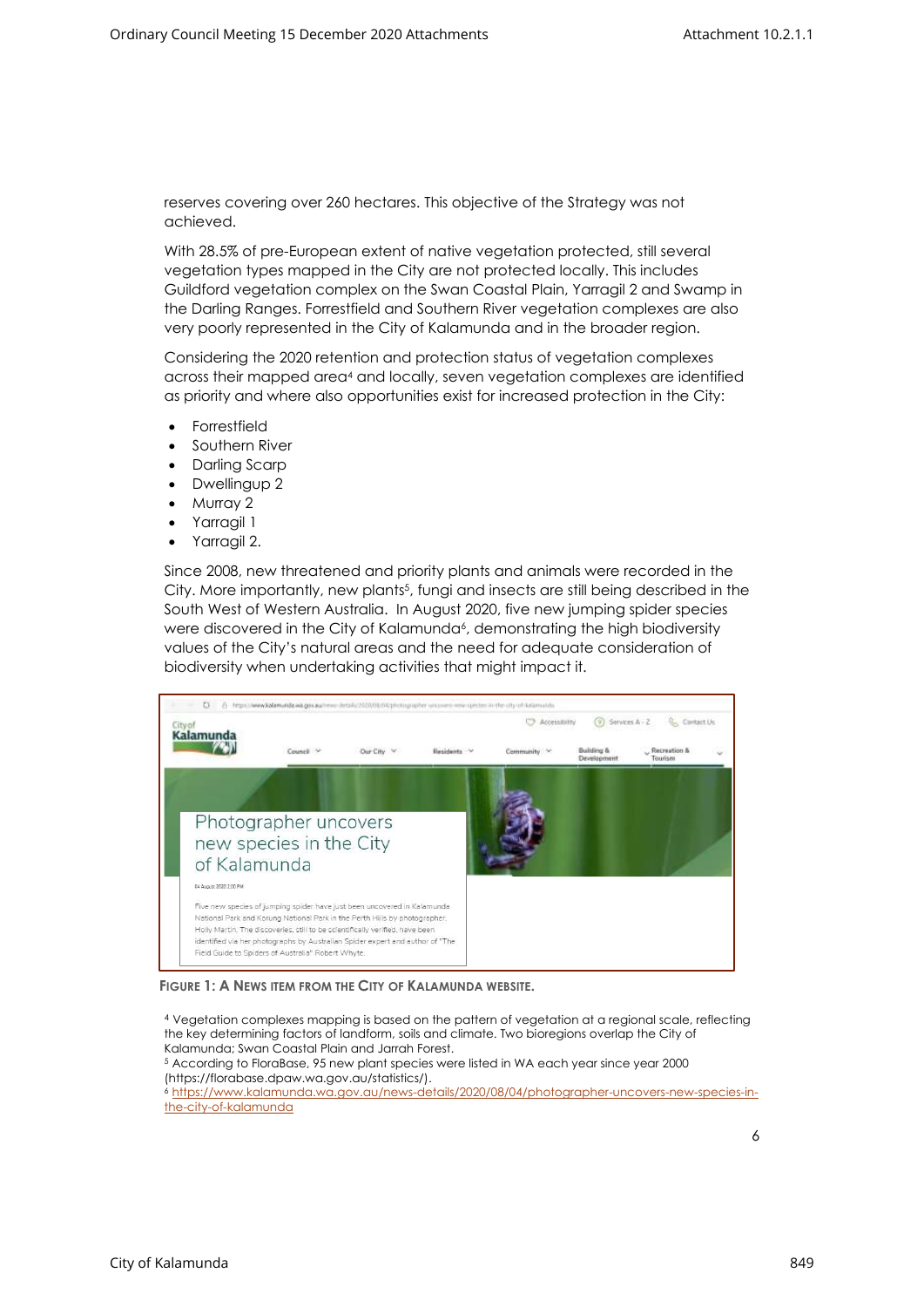reserves covering over 260 hectares. This objective of the Strategy was not achieved.

With 28.5% of pre-European extent of native vegetation protected, still several vegetation types mapped in the City are not protected locally. This includes Guildford vegetation complex on the Swan Coastal Plain, Yarragil 2 and Swamp in the Darling Ranges. Forrestfield and Southern River vegetation complexes are also very poorly represented in the City of Kalamunda and in the broader region.

Considering the 2020 retention and protection status of vegetation complexes across their mapped area[4] and locally, seven vegetation complexes are identified as priority and where also opportunities exist for increased protection in the City:

- Forrestfield
- Southern River
- Darling Scarp
- Dwellingup 2
- Murray 2
- Yarragil 1
- Yarragil 2.

Since 2008, new threatened and priority plants and animals were recorded in the City. More importantly, new plants[5], fungi and insects are still being described in the South West of Western Australia. In August 2020, five new jumping spider species were discovered in the City of Kalamunda[6], demonstrating the high biodiversity values of the City's natural areas and the need for adequate consideration of biodiversity when undertaking activities that might impact it.

**FIGURE 1: A NEWS ITEM FROM THE CITY OF KALAMUNDA WEBSITE.**

[4] Vegetation complexes mapping is based on the pattern of vegetation at a regional scale, reflecting the key determining factors of landform, soils and climate. Two bioregions overlap the City of Kalamunda; Swan Coastal Plain and Jarrah Forest.

[5] According to FloraBase, 95 new plant species were listed in WA each year since year 2000 (https://florabase.dpaw.wa.gov.au/statistics/).

[6] https://www.kalamunda.wa.gov.au/news-details/2020/08/04/photographer-uncovers-new-species-in-the-city-of-kalamunda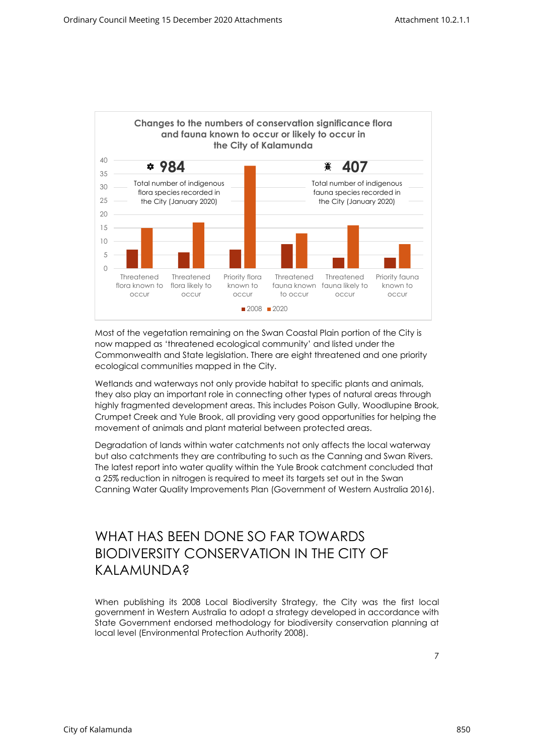**Changes to the numbers of conservation significance flora and fauna known to occur or likely to occur in the City of Kalamunda**

**984** Total number of indigenous flora species recorded in the City (January 2020)

**407** Total number of indigenous fauna species recorded in the City (January 2020)

| Category | 2008 | 2020 |
|---|---|---|
| Threatened flora known to occur | 7 | 15 |
| Threatened flora likely to occur | 6 | 17 |
| Priority flora known to occur | 7 | 38 |
| Threatened fauna known to occur | 9 | 13 |
| Threatened fauna likely to occur | 4 | 16 |
| Priority fauna known to occur | 4 | 9 |

Most of the vegetation remaining on the Swan Coastal Plain portion of the City is now mapped as 'threatened ecological community' and listed under the Commonwealth and State legislation. There are eight threatened and one priority ecological communities mapped in the City.

Wetlands and waterways not only provide habitat to specific plants and animals, they also play an important role in connecting other types of natural areas through highly fragmented development areas. This includes Poison Gully, Woodlupine Brook, Crumpet Creek and Yule Brook, all providing very good opportunities for helping the movement of animals and plant material between protected areas.

Degradation of lands within water catchments not only affects the local waterway but also catchments they are contributing to such as the Canning and Swan Rivers. The latest report into water quality within the Yule Brook catchment concluded that a 25% reduction in nitrogen is required to meet its targets set out in the Swan Canning Water Quality Improvements Plan (Government of Western Australia 2016).

## WHAT HAS BEEN DONE SO FAR TOWARDS BIODIVERSITY CONSERVATION IN THE CITY OF KALAMUNDA?

When publishing its 2008 Local Biodiversity Strategy, the City was the first local government in Western Australia to adopt a strategy developed in accordance with State Government endorsed methodology for biodiversity conservation planning at local level (Environmental Protection Authority 2008).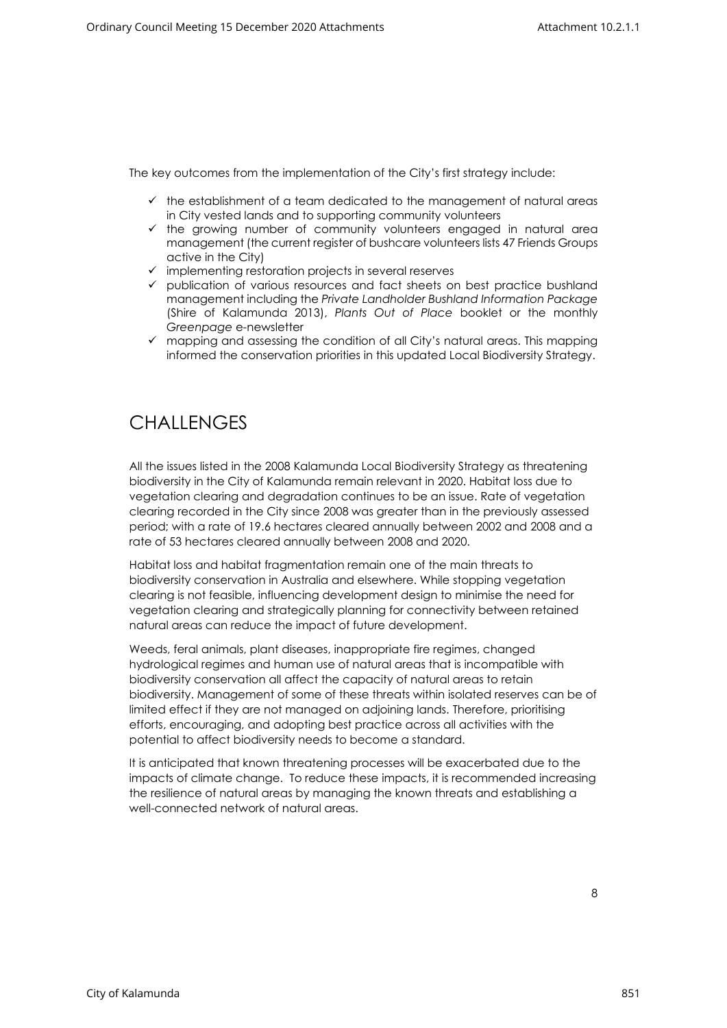The key outcomes from the implementation of the City's first strategy include:

- ✓ the establishment of a team dedicated to the management of natural areas in City vested lands and to supporting community volunteers
- ✓ the growing number of community volunteers engaged in natural area management (the current register of bushcare volunteers lists 47 Friends Groups active in the City)
- ✓ implementing restoration projects in several reserves
- ✓ publication of various resources and fact sheets on best practice bushland management including the *Private Landholder Bushland Information Package* (Shire of Kalamunda 2013), *Plants Out of Place* booklet or the monthly *Greenpage* e-newsletter
- ✓ mapping and assessing the condition of all City's natural areas. This mapping informed the conservation priorities in this updated Local Biodiversity Strategy.

# CHALLENGES

All the issues listed in the 2008 Kalamunda Local Biodiversity Strategy as threatening biodiversity in the City of Kalamunda remain relevant in 2020. Habitat loss due to vegetation clearing and degradation continues to be an issue. Rate of vegetation clearing recorded in the City since 2008 was greater than in the previously assessed period; with a rate of 19.6 hectares cleared annually between 2002 and 2008 and a rate of 53 hectares cleared annually between 2008 and 2020.

Habitat loss and habitat fragmentation remain one of the main threats to biodiversity conservation in Australia and elsewhere. While stopping vegetation clearing is not feasible, influencing development design to minimise the need for vegetation clearing and strategically planning for connectivity between retained natural areas can reduce the impact of future development.

Weeds, feral animals, plant diseases, inappropriate fire regimes, changed hydrological regimes and human use of natural areas that is incompatible with biodiversity conservation all affect the capacity of natural areas to retain biodiversity. Management of some of these threats within isolated reserves can be of limited effect if they are not managed on adjoining lands. Therefore, prioritising efforts, encouraging, and adopting best practice across all activities with the potential to affect biodiversity needs to become a standard.

It is anticipated that known threatening processes will be exacerbated due to the impacts of climate change. To reduce these impacts, it is recommended increasing the resilience of natural areas by managing the known threats and establishing a well-connected network of natural areas.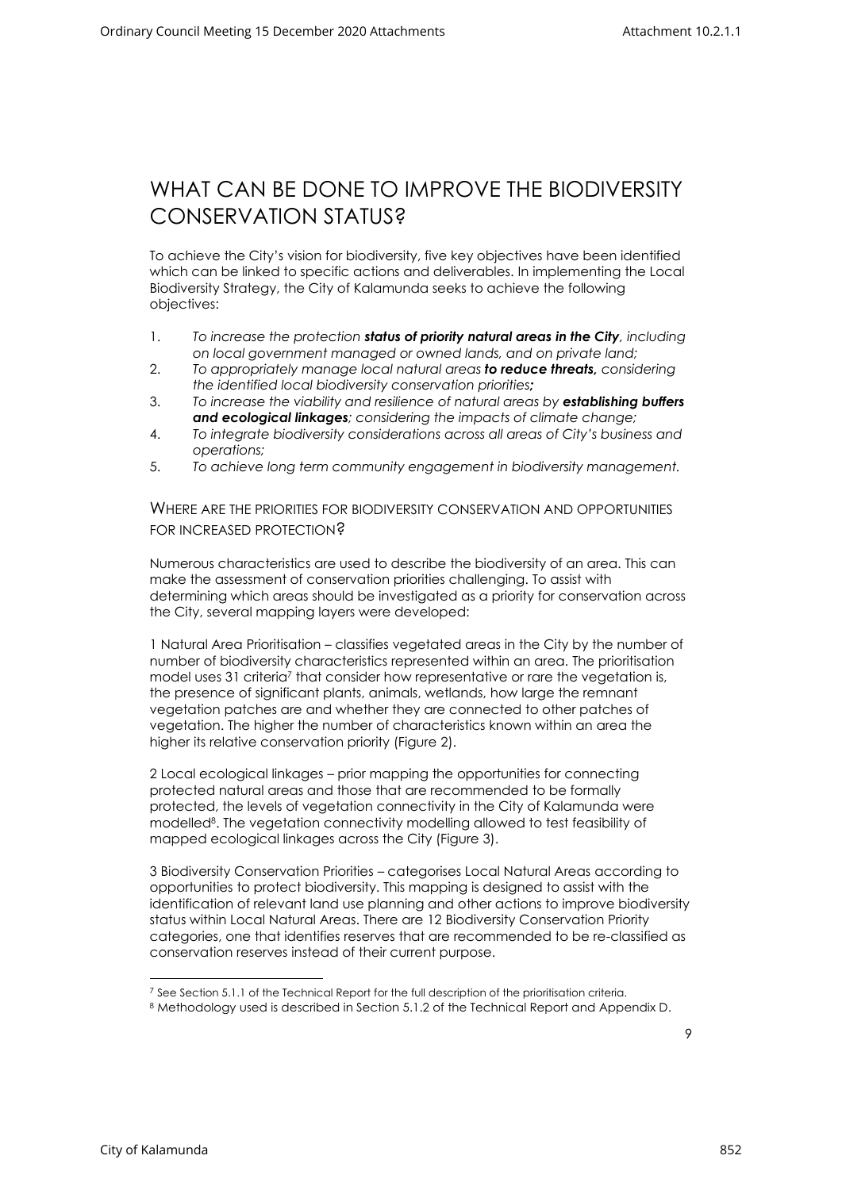# WHAT CAN BE DONE TO IMPROVE THE BIODIVERSITY CONSERVATION STATUS?

To achieve the City's vision for biodiversity, five key objectives have been identified which can be linked to specific actions and deliverables. In implementing the Local Biodiversity Strategy, the City of Kalamunda seeks to achieve the following objectives:

1. *To increase the protection **status of priority natural areas in the City**, including on local government managed or owned lands, and on private land;*
2. *To appropriately manage local natural areas **to reduce threats,** considering the identified local biodiversity conservation priorities**;***
3. *To increase the viability and resilience of natural areas by **establishing buffers and ecological linkages**; considering the impacts of climate change;*
4. *To integrate biodiversity considerations across all areas of City's business and operations;*
5. *To achieve long term community engagement in biodiversity management.*

## WHERE ARE THE PRIORITIES FOR BIODIVERSITY CONSERVATION AND OPPORTUNITIES FOR INCREASED PROTECTION?

Numerous characteristics are used to describe the biodiversity of an area. This can make the assessment of conservation priorities challenging. To assist with determining which areas should be investigated as a priority for conservation across the City, several mapping layers were developed:

1 Natural Area Prioritisation – classifies vegetated areas in the City by the number of number of biodiversity characteristics represented within an area. The prioritisation model uses 31 criteria[7] that consider how representative or rare the vegetation is, the presence of significant plants, animals, wetlands, how large the remnant vegetation patches are and whether they are connected to other patches of vegetation. The higher the number of characteristics known within an area the higher its relative conservation priority (Figure 2).

2 Local ecological linkages – prior mapping the opportunities for connecting protected natural areas and those that are recommended to be formally protected, the levels of vegetation connectivity in the City of Kalamunda were modelled[8]. The vegetation connectivity modelling allowed to test feasibility of mapped ecological linkages across the City (Figure 3).

3 Biodiversity Conservation Priorities – categorises Local Natural Areas according to opportunities to protect biodiversity. This mapping is designed to assist with the identification of relevant land use planning and other actions to improve biodiversity status within Local Natural Areas. There are 12 Biodiversity Conservation Priority categories, one that identifies reserves that are recommended to be re-classified as conservation reserves instead of their current purpose.

---

[7] See Section 5.1.1 of the Technical Report for the full description of the prioritisation criteria.

[8] Methodology used is described in Section 5.1.2 of the Technical Report and Appendix D.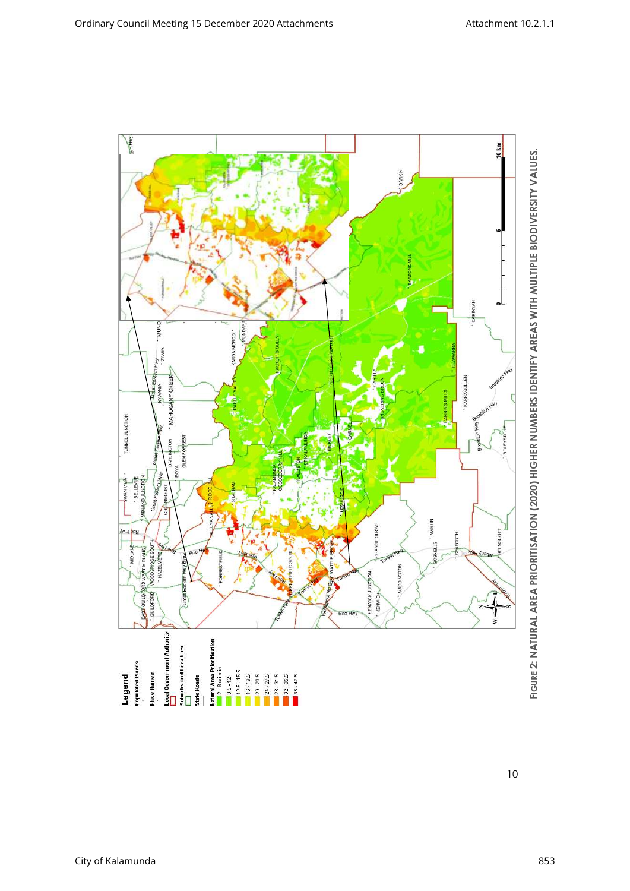FIGURE 2: NATURAL AREA PRIORITISATION (2020) HIGHER NUMBERS IDENTIFY AREAS WITH MULTIPLE BIODIVERSITY VALUES.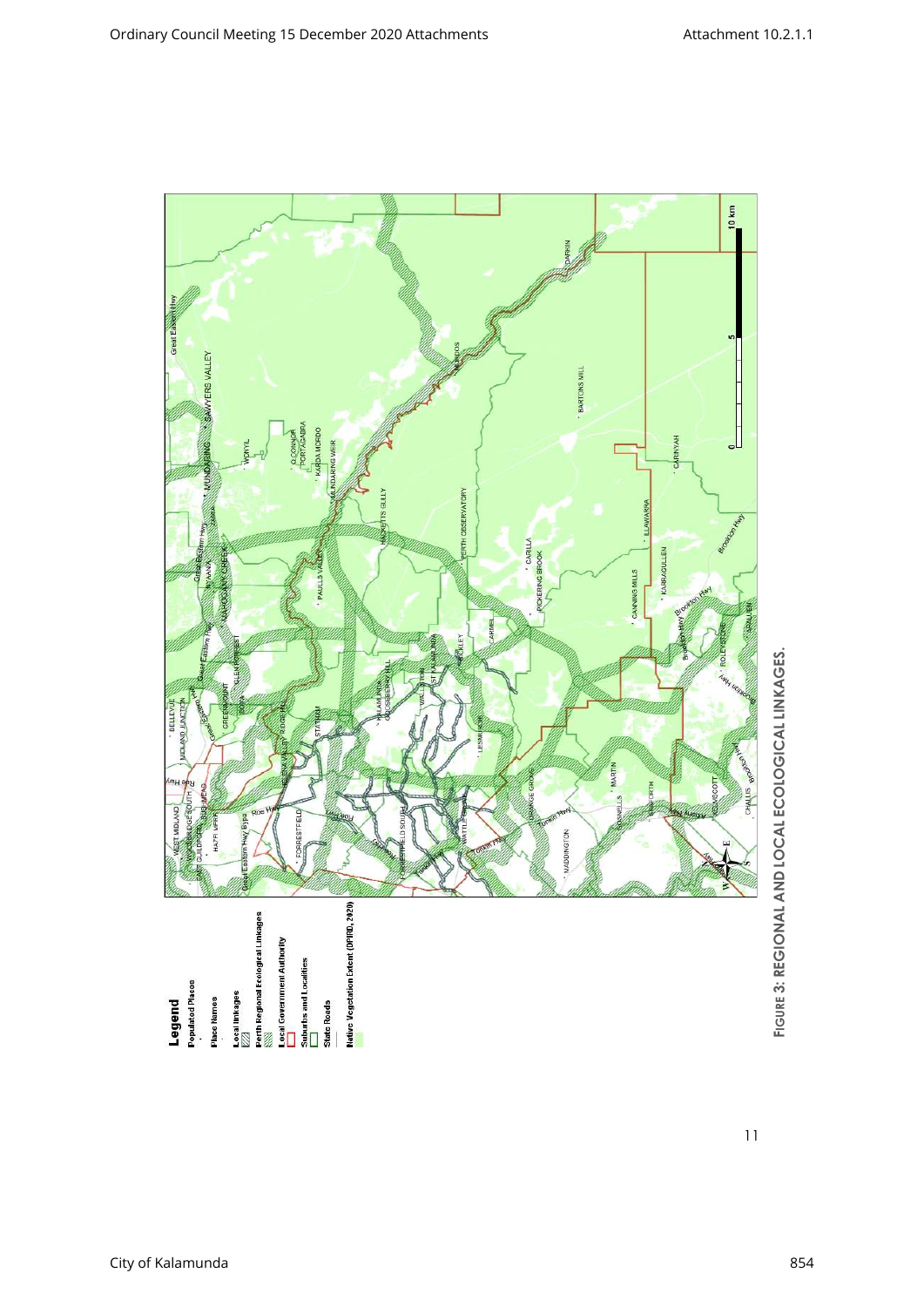**Legend**

- Populated Places
- Place Names
- Local linkages
- Perth Regional Ecological Linkages
- Local Government Authority
- Suburbs and Localities
- State Roads
- Native Vegetation Extent (DPIRD, 2020)

FIGURE 3: REGIONAL AND LOCAL ECOLOGICAL LINKAGES.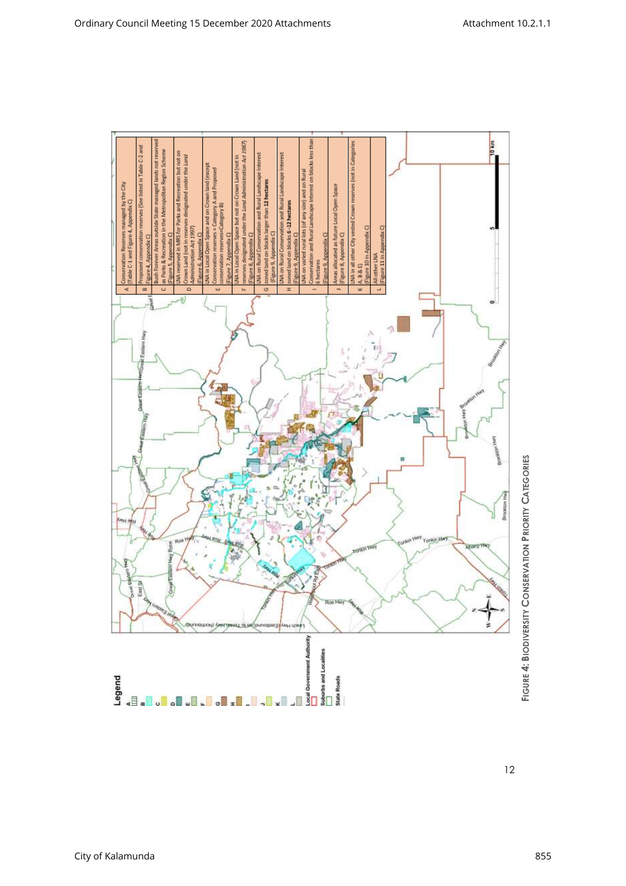| | |
|---|---|
| A | Conservation Reserves managed by the City (Table C-1 and Figure 4, Appendix C) |
| B | Proposed conservation reserves (See listed in Table C-2 and Figure 4, Appendix C) |
| C | Bush Forever Areas outside State managed lands not reserved as Parks & Recreation in the Metropolitan Region Scheme (Figure 5, Appendix C) |
| D | LNA reserved in MRS for Parks and Recreation but not on Crown Land (not in reserves designated under the *Land Administration Act 1997*) (Figure 6, Appendix C) |
| E | LNA in Local Open Space and on Crown land (except Conservation reserves – Category A and Proposed conservation reserves-Category B) (Figure 7, Appendix C) |
| F | LNA in Local Open Space but not on Crown Land (not in reserves designated under the *Land Administration Act 1987*) (Figure 8, Appendix C) |
| G | LNA on Rural Conservation and Rural Landscape Interest zoned land on blocks larger than **12 hectares** (Figure 9, Appendix C) |
| H | LNA on Rural Conservation and Rural Landscape Interest zoned land on blocks 6 -**12 hectares** (Figure 9, Appendix C) |
| I | LNA on varied rural lots (of any size) and on Rural Conservation and Rural Landscape Interest on blocks less than 6 hectares (Figure 9, Appendix C) |
| J | Areas allocated as future Local Open Space (Figure 8, Appendix C) |
| K | LNA in all other City vested Crown reserves (not in Categories A, B & E) (Figure 10 in Appendix C) |
| L | All other LNA (Figure 11 in Appendix C) |

**Legend**

A, B, C, D, E, F, G, H, I, J, K, L

Local Government Authority

Suburbs and Localities

State Roads

**FIGURE 4: BIODIVERSITY CONSERVATION PRIORITY CATEGORIES**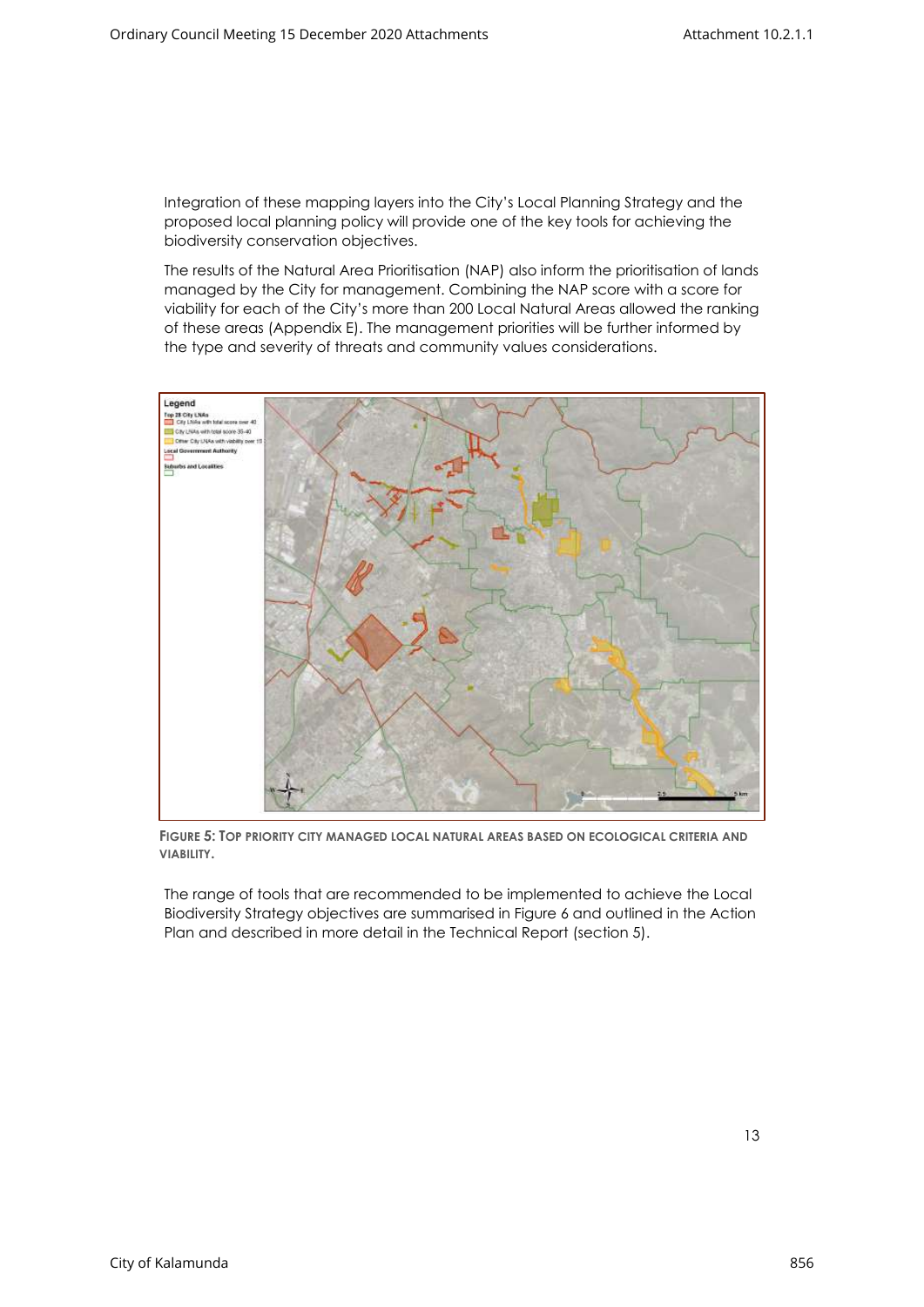Integration of these mapping layers into the City's Local Planning Strategy and the proposed local planning policy will provide one of the key tools for achieving the biodiversity conservation objectives.

The results of the Natural Area Prioritisation (NAP) also inform the prioritisation of lands managed by the City for management. Combining the NAP score with a score for viability for each of the City's more than 200 Local Natural Areas allowed the ranking of these areas (Appendix E). The management priorities will be further informed by the type and severity of threats and community values considerations.

**FIGURE 5: TOP PRIORITY CITY MANAGED LOCAL NATURAL AREAS BASED ON ECOLOGICAL CRITERIA AND VIABILITY.**

The range of tools that are recommended to be implemented to achieve the Local Biodiversity Strategy objectives are summarised in Figure 6 and outlined in the Action Plan and described in more detail in the Technical Report (section 5).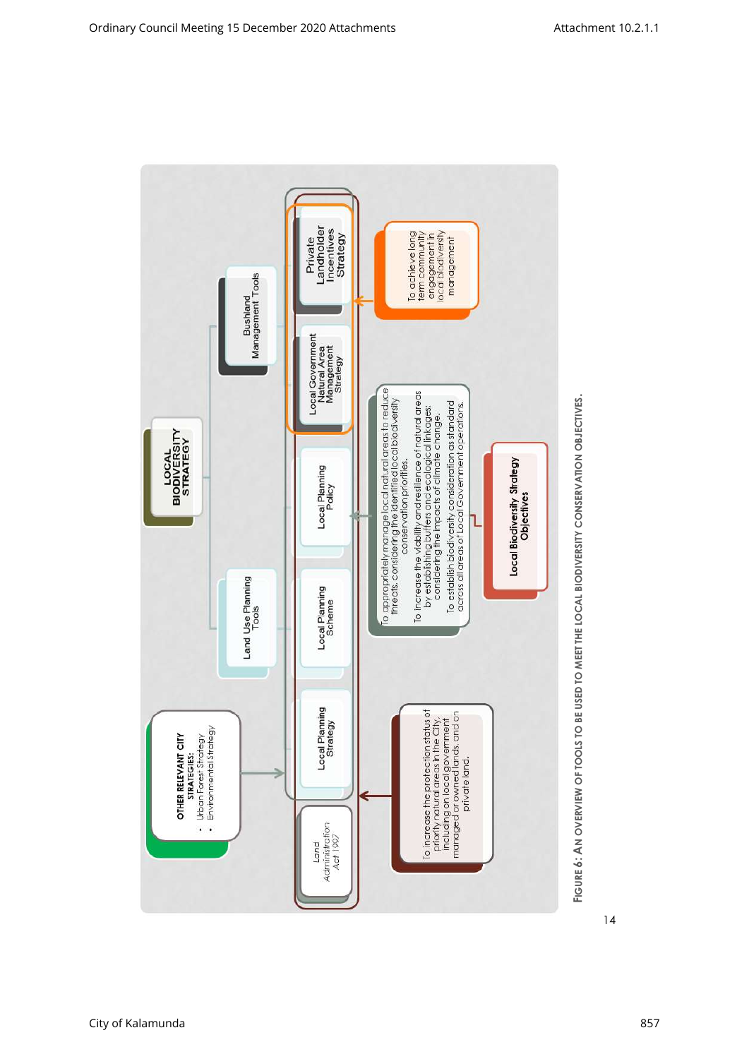LOCAL BIODIVERSITY STRATEGY

OTHER RELEVANT CITY STRATEGIES:

- Urban Forest Strategy
- Environmental Strategy

Land Use Planning Tools

Bushland Management Tools

Land Administration Act 1997

Local Planning Strategy

Local Planning Scheme

Local Planning Policy

Local Government Natural Area Management Strategy

Private Landholder Incentives Strategy

To increase the protection status of priority natural areas in the City, including on local government managed or owned lands, and on private land.

To appropriately manage local natural areas to reduce threats, considering the identified local biodiversity conservation priorities.

To increase the viability and resilience of natural areas by establishing buffers and ecological linkages; considering the impacts of climate change.

To establish biodiversity consideration as standard across all areas of Local Government operations.

To achieve long term community engagement in local biodiversity management

Local Biodiversity Strategy Objectives

FIGURE 6: AN OVERVIEW OF TOOLS TO BE USED TO MEET THE LOCAL BIODIVERSITY CONSERVATION OBJECTIVES.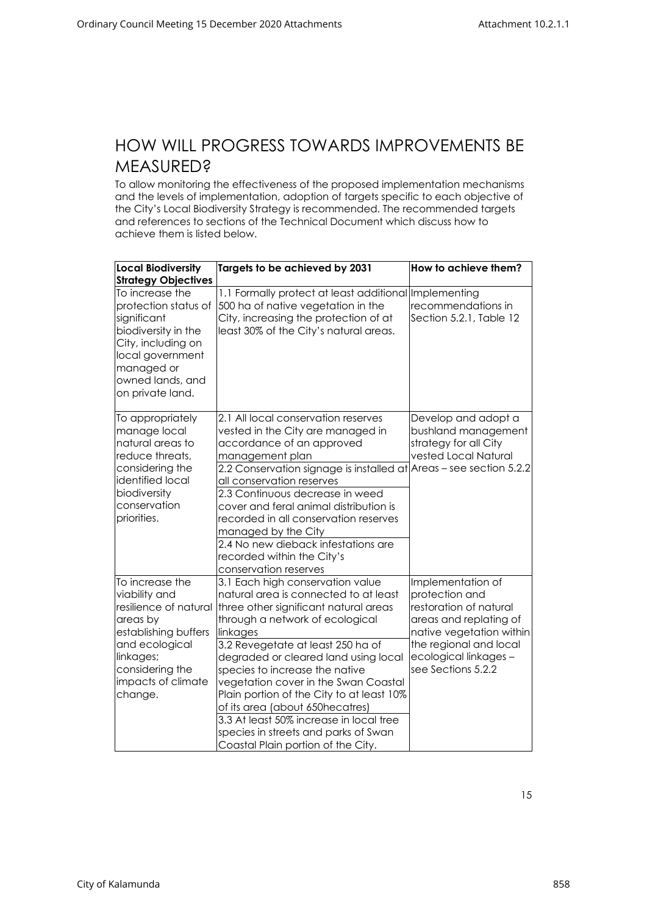# HOW WILL PROGRESS TOWARDS IMPROVEMENTS BE MEASURED?

To allow monitoring the effectiveness of the proposed implementation mechanisms and the levels of implementation, adoption of targets specific to each objective of the City's Local Biodiversity Strategy is recommended. The recommended targets and references to sections of the Technical Document which discuss how to achieve them is listed below.

| Local Biodiversity Strategy Objectives | Targets to be achieved by 2031 | How to achieve them? |
|---|---|---|
| To increase the protection status of significant biodiversity in the City, including on local government managed or owned lands, and on private land. | 1.1 Formally protect at least additional 500 ha of native vegetation in the City, increasing the protection of at least 30% of the City's natural areas. | Implementing recommendations in Section 5.2.1, Table 12 |
| To appropriately manage local natural areas to reduce threats, considering the identified local biodiversity conservation priorities. | 2.1 All local conservation reserves vested in the City are managed in accordance of an approved management plan | Develop and adopt a bushland management strategy for all City vested Local Natural Areas – see section 5.2.2 |
| | 2.2 Conservation signage is installed at all conservation reserves | |
| | 2.3 Continuous decrease in weed cover and feral animal distribution is recorded in all conservation reserves managed by the City | |
| | 2.4 No new dieback infestations are recorded within the City's conservation reserves | |
| To increase the viability and resilience of natural areas by establishing buffers and ecological linkages; considering the impacts of climate change. | 3.1 Each high conservation value natural area is connected to at least three other significant natural areas through a network of ecological linkages | Implementation of protection and restoration of natural areas and replating of native vegetation within the regional and local ecological linkages – see Sections 5.2.2 |
| | 3.2 Revegetate at least 250 ha of degraded or cleared land using local species to increase the native vegetation cover in the Swan Coastal Plain portion of the City to at least 10% of its area (about 650hecatres) | |
| | 3.3 At least 50% increase in local tree species in streets and parks of Swan Coastal Plain portion of the City. | |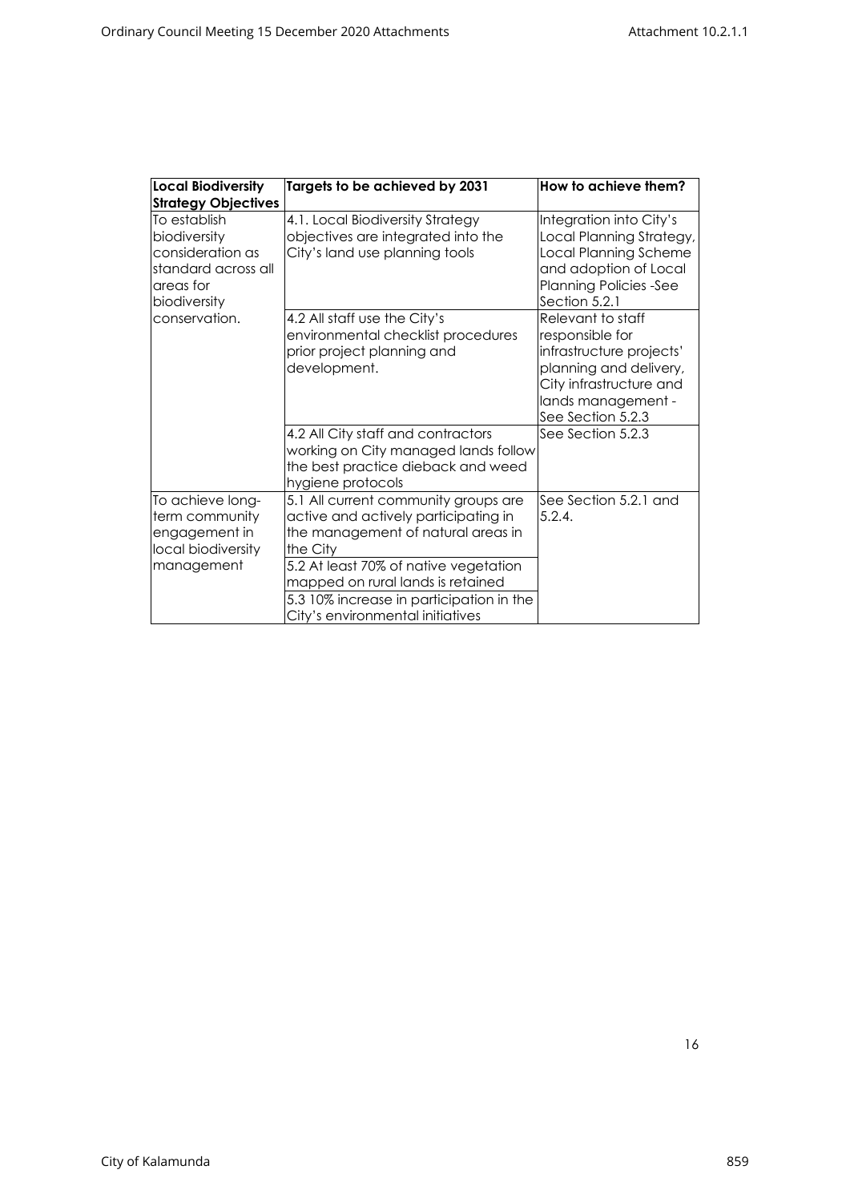| Local Biodiversity Strategy Objectives | Targets to be achieved by 2031 | How to achieve them? |
|---|---|---|
| To establish biodiversity consideration as standard across all areas for biodiversity conservation. | 4.1. Local Biodiversity Strategy objectives are integrated into the City's land use planning tools | Integration into City's Local Planning Strategy, Local Planning Scheme and adoption of Local Planning Policies -See Section 5.2.1 |
| | 4.2 All staff use the City's environmental checklist procedures prior project planning and development. | Relevant to staff responsible for infrastructure projects' planning and delivery, City infrastructure and lands management - See Section 5.2.3 |
| | 4.2 All City staff and contractors working on City managed lands follow the best practice dieback and weed hygiene protocols | See Section 5.2.3 |
| To achieve long-term community engagement in local biodiversity management | 5.1 All current community groups are active and actively participating in the management of natural areas in the City | See Section 5.2.1 and 5.2.4. |
| | 5.2 At least 70% of native vegetation mapped on rural lands is retained | |
| | 5.3 10% increase in participation in the City's environmental initiatives | |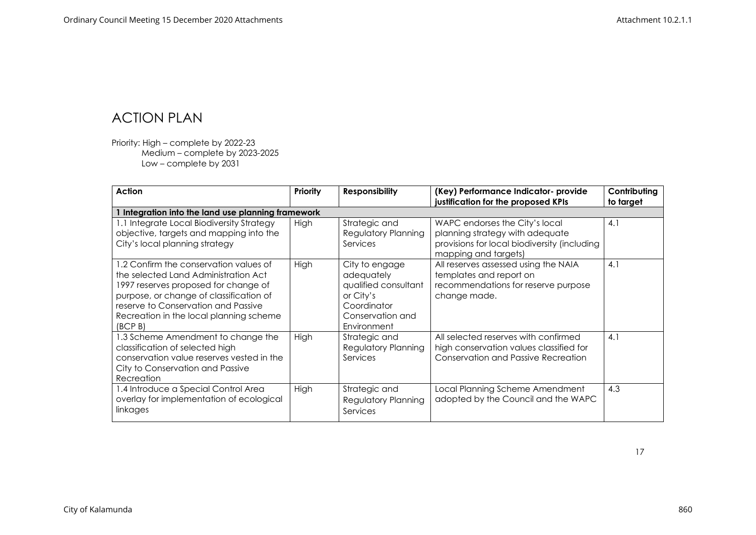# ACTION PLAN

Priority: High – complete by 2022-23
Medium – complete by 2023-2025
Low – complete by 2031

| Action | Priority | Responsibility | (Key) Performance Indicator- provide justification for the proposed KPIs | Contributing to target |
|---|---|---|---|---|
| **1 Integration into the land use planning framework** | | | | |
| 1.1 Integrate Local Biodiversity Strategy objective, targets and mapping into the City's local planning strategy | High | Strategic and Regulatory Planning Services | WAPC endorses the City's local planning strategy with adequate provisions for local biodiversity (including mapping and targets) | 4.1 |
| 1.2 Confirm the conservation values of the selected Land Administration Act 1997 reserves proposed for change of purpose, or change of classification of reserve to Conservation and Passive Recreation in the local planning scheme (BCP B) | High | City to engage adequately qualified consultant or City's Coordinator Conservation and Environment | All reserves assessed using the NAIA templates and report on recommendations for reserve purpose change made. | 4.1 |
| 1.3 Scheme Amendment to change the classification of selected high conservation value reserves vested in the City to Conservation and Passive Recreation | High | Strategic and Regulatory Planning Services | All selected reserves with confirmed high conservation values classified for Conservation and Passive Recreation | 4.1 |
| 1.4 Introduce a Special Control Area overlay for implementation of ecological linkages | High | Strategic and Regulatory Planning Services | Local Planning Scheme Amendment adopted by the Council and the WAPC | 4.3 |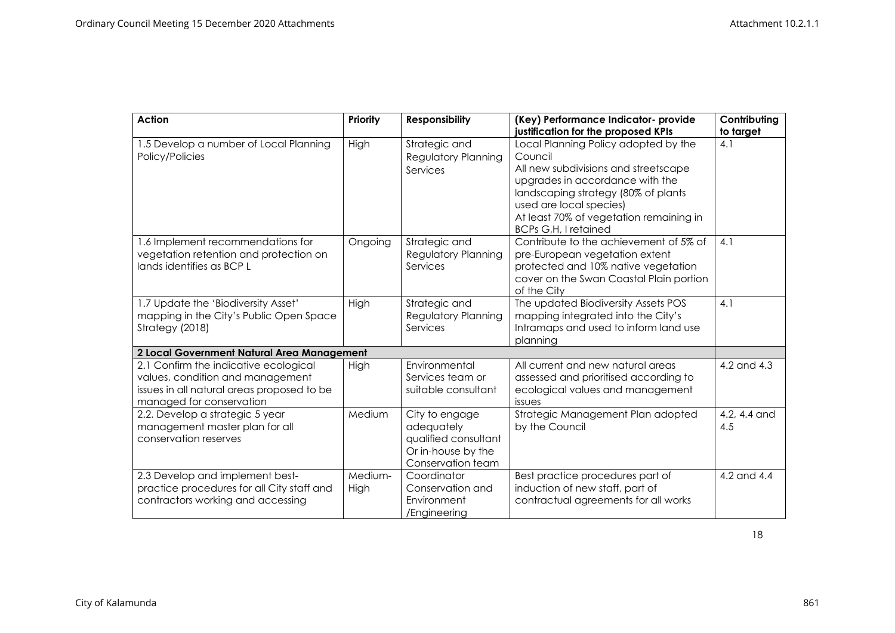| Action | Priority | Responsibility | (Key) Performance Indicator- provide justification for the proposed KPIs | Contributing to target |
|---|---|---|---|---|
| 1.5 Develop a number of Local Planning Policy/Policies | High | Strategic and Regulatory Planning Services | Local Planning Policy adopted by the Council<br>All new subdivisions and streetscape upgrades in accordance with the landscaping strategy (80% of plants used are local species)<br>At least 70% of vegetation remaining in BCPs G,H, I retained | 4.1 |
| 1.6 Implement recommendations for vegetation retention and protection on lands identifies as BCP L | Ongoing | Strategic and Regulatory Planning Services | Contribute to the achievement of 5% of pre-European vegetation extent protected and 10% native vegetation cover on the Swan Coastal Plain portion of the City | 4.1 |
| 1.7 Update the 'Biodiversity Asset' mapping in the City's Public Open Space Strategy (2018) | High | Strategic and Regulatory Planning Services | The updated Biodiversity Assets POS mapping integrated into the City's Intramaps and used to inform land use planning | 4.1 |
| **2 Local Government Natural Area Management** | | | | |
| 2.1 Confirm the indicative ecological values, condition and management issues in all natural areas proposed to be managed for conservation | High | Environmental Services team or suitable consultant | All current and new natural areas assessed and prioritised according to ecological values and management issues | 4.2 and 4.3 |
| 2.2. Develop a strategic 5 year management master plan for all conservation reserves | Medium | City to engage adequately qualified consultant Or in-house by the Conservation team | Strategic Management Plan adopted by the Council | 4.2, 4.4 and 4.5 |
| 2.3 Develop and implement best-practice procedures for all City staff and contractors working and accessing | Medium-High | Coordinator Conservation and Environment /Engineering | Best practice procedures part of induction of new staff, part of contractual agreements for all works | 4.2 and 4.4 |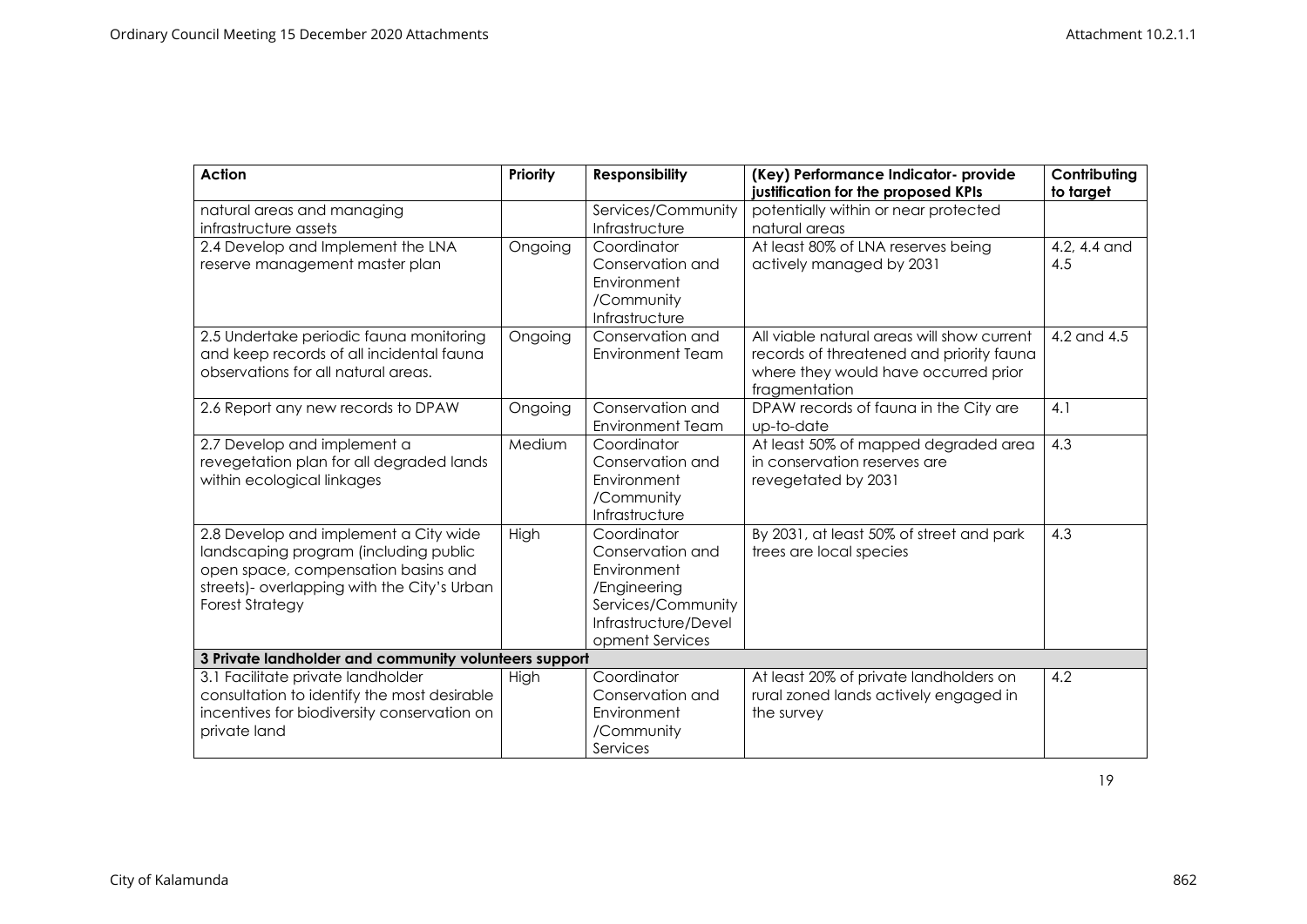| Action | Priority | Responsibility | (Key) Performance Indicator- provide justification for the proposed KPIs | Contributing to target |
|---|---|---|---|---|
| natural areas and managing infrastructure assets | | Services/Community Infrastructure | potentially within or near protected natural areas | |
| 2.4 Develop and Implement the LNA reserve management master plan | Ongoing | Coordinator Conservation and Environment /Community Infrastructure | At least 80% of LNA reserves being actively managed by 2031 | 4.2, 4.4 and 4.5 |
| 2.5 Undertake periodic fauna monitoring and keep records of all incidental fauna observations for all natural areas. | Ongoing | Conservation and Environment Team | All viable natural areas will show current records of threatened and priority fauna where they would have occurred prior fragmentation | 4.2 and 4.5 |
| 2.6 Report any new records to DPAW | Ongoing | Conservation and Environment Team | DPAW records of fauna in the City are up-to-date | 4.1 |
| 2.7 Develop and implement a revegetation plan for all degraded lands within ecological linkages | Medium | Coordinator Conservation and Environment /Community Infrastructure | At least 50% of mapped degraded area in conservation reserves are revegetated by 2031 | 4.3 |
| 2.8 Develop and implement a City wide landscaping program (including public open space, compensation basins and streets)- overlapping with the City's Urban Forest Strategy | High | Coordinator Conservation and Environment /Engineering Services/Community Infrastructure/Development Services | By 2031, at least 50% of street and park trees are local species | 4.3 |
| **3 Private landholder and community volunteers support** | | | | |
| 3.1 Facilitate private landholder consultation to identify the most desirable incentives for biodiversity conservation on private land | High | Coordinator Conservation and Environment /Community Services | At least 20% of private landholders on rural zoned lands actively engaged in the survey | 4.2 |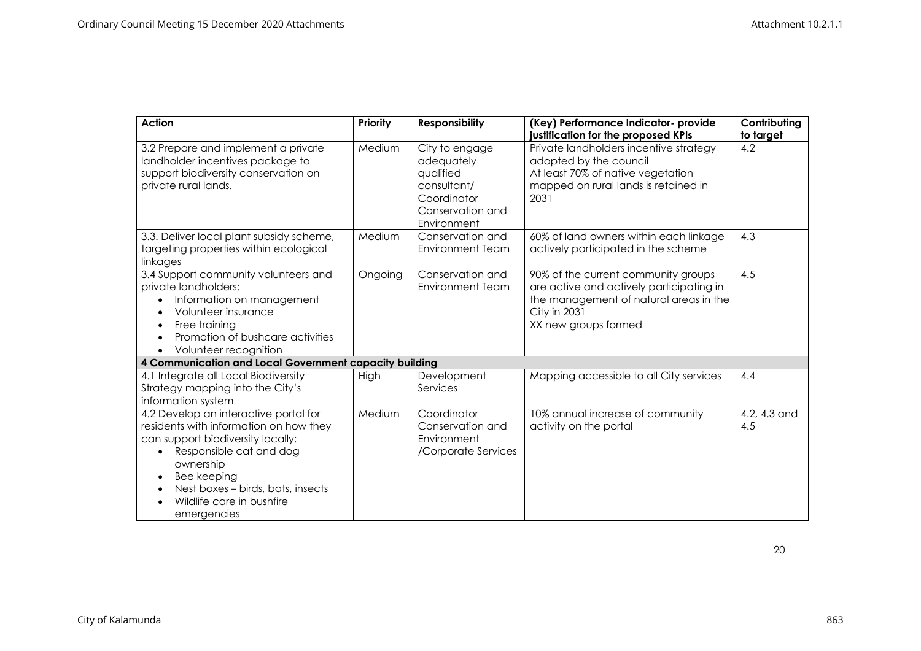| Action | Priority | Responsibility | (Key) Performance Indicator- provide justification for the proposed KPIs | Contributing to target |
|---|---|---|---|---|
| 3.2 Prepare and implement a private landholder incentives package to support biodiversity conservation on private rural lands. | Medium | City to engage adequately qualified consultant/ Coordinator Conservation and Environment | Private landholders incentive strategy adopted by the council<br>At least 70% of native vegetation mapped on rural lands is retained in 2031 | 4.2 |
| 3.3. Deliver local plant subsidy scheme, targeting properties within ecological linkages | Medium | Conservation and Environment Team | 60% of land owners within each linkage actively participated in the scheme | 4.3 |
| 3.4 Support community volunteers and private landholders:<br>• Information on management<br>• Volunteer insurance<br>• Free training<br>• Promotion of bushcare activities<br>• Volunteer recognition | Ongoing | Conservation and Environment Team | 90% of the current community groups are active and actively participating in the management of natural areas in the City in 2031<br>XX new groups formed | 4.5 |
| **4 Communication and Local Government capacity building** | | | | |
| 4.1 Integrate all Local Biodiversity Strategy mapping into the City's information system | High | Development Services | Mapping accessible to all City services | 4.4 |
| 4.2 Develop an interactive portal for residents with information on how they can support biodiversity locally:<br>• Responsible cat and dog ownership<br>• Bee keeping<br>• Nest boxes – birds, bats, insects<br>• Wildlife care in bushfire emergencies | Medium | Coordinator Conservation and Environment /Corporate Services | 10% annual increase of community activity on the portal | 4.2, 4.3 and 4.5 |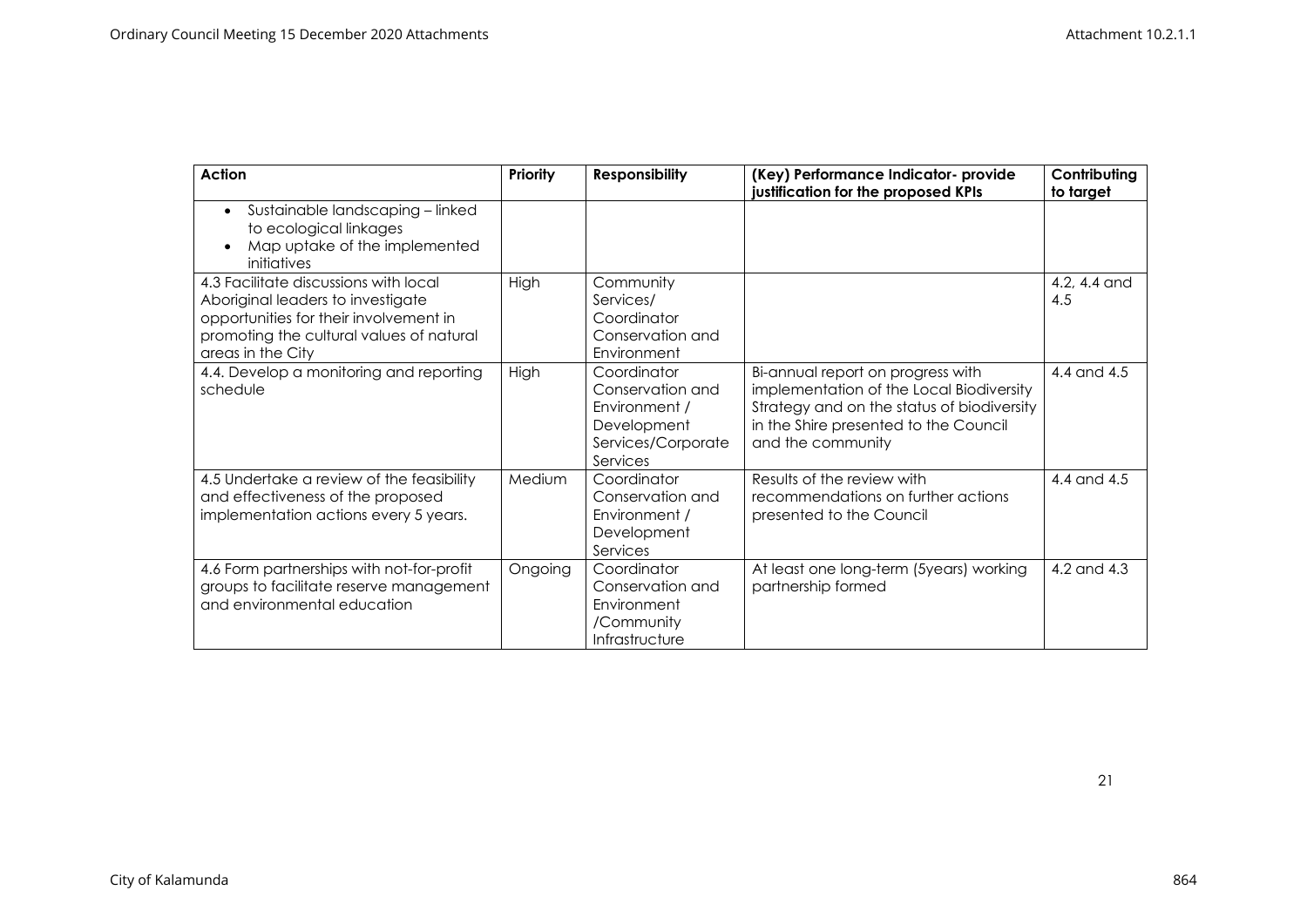| Action | Priority | Responsibility | (Key) Performance Indicator- provide justification for the proposed KPIs | Contributing to target |
|---|---|---|---|---|
| • Sustainable landscaping – linked to ecological linkages<br>• Map uptake of the implemented initiatives | | | | |
| 4.3 Facilitate discussions with local Aboriginal leaders to investigate opportunities for their involvement in promoting the cultural values of natural areas in the City | High | Community Services/ Coordinator Conservation and Environment | | 4.2, 4.4 and 4.5 |
| 4.4. Develop a monitoring and reporting schedule | High | Coordinator Conservation and Environment / Development Services/Corporate Services | Bi-annual report on progress with implementation of the Local Biodiversity Strategy and on the status of biodiversity in the Shire presented to the Council and the community | 4.4 and 4.5 |
| 4.5 Undertake a review of the feasibility and effectiveness of the proposed implementation actions every 5 years. | Medium | Coordinator Conservation and Environment / Development Services | Results of the review with recommendations on further actions presented to the Council | 4.4 and 4.5 |
| 4.6 Form partnerships with not-for-profit groups to facilitate reserve management and environmental education | Ongoing | Coordinator Conservation and Environment /Community Infrastructure | At least one long-term (5years) working partnership formed | 4.2 and 4.3 |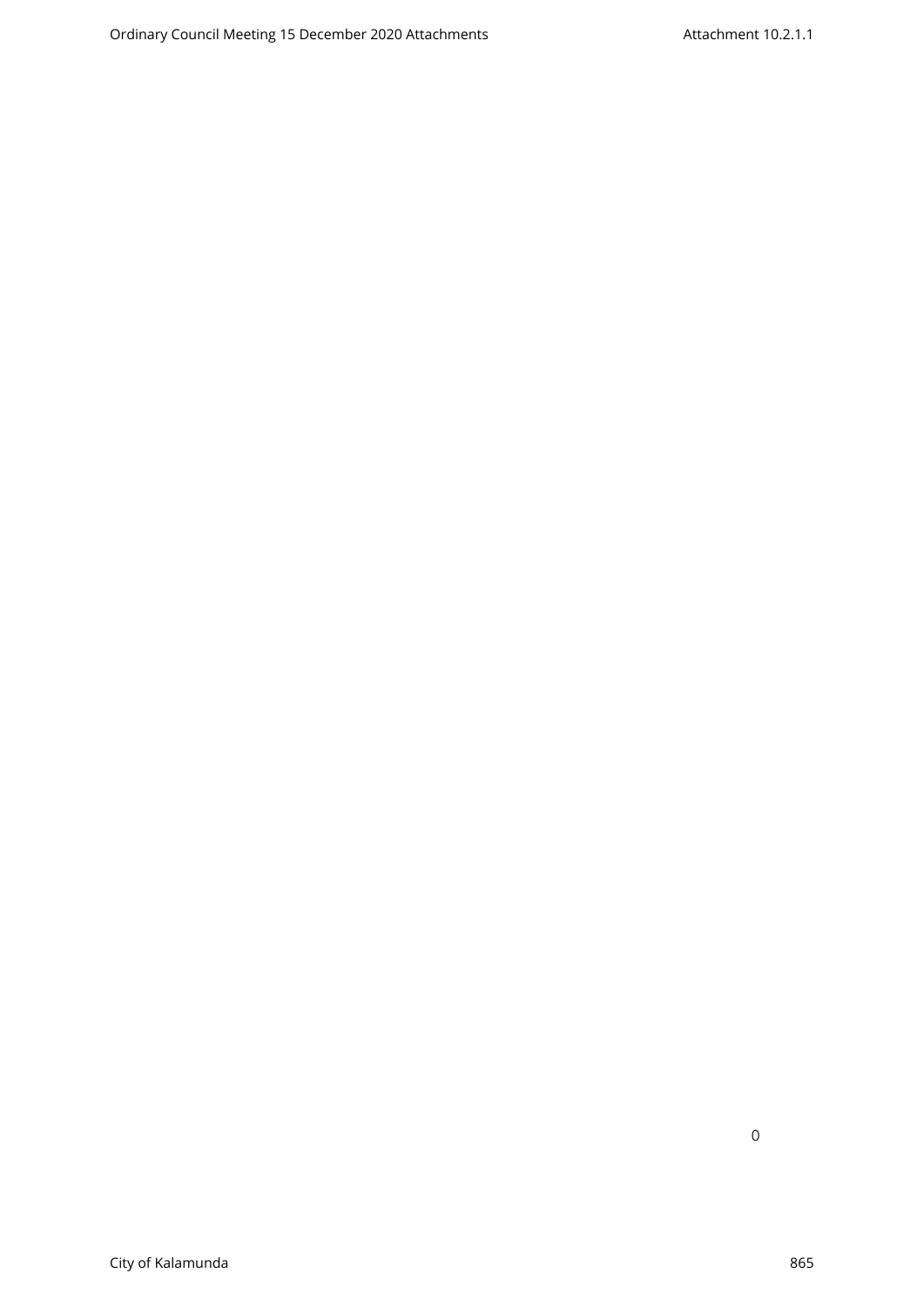0